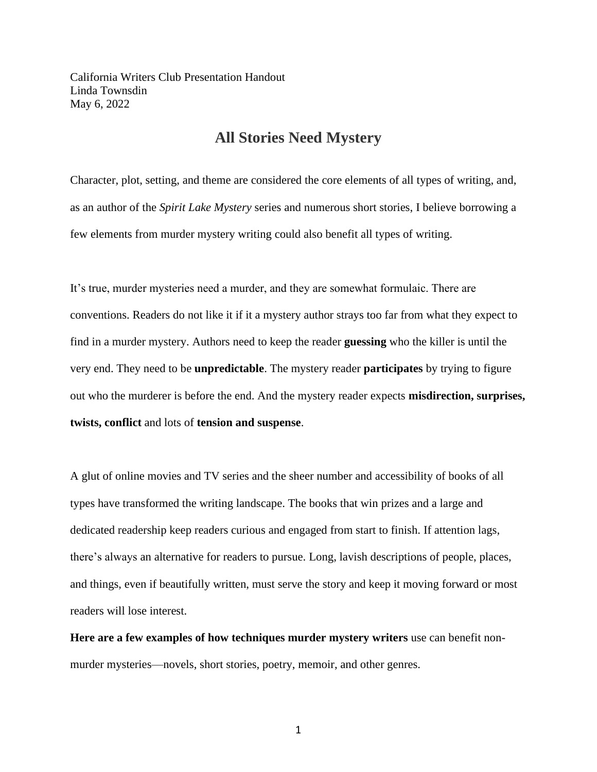California Writers Club Presentation Handout
Linda Townsdin
May 6, 2022

# All Stories Need Mystery

Character, plot, setting, and theme are considered the core elements of all types of writing, and, as an author of the *Spirit Lake Mystery* series and numerous short stories, I believe borrowing a few elements from murder mystery writing could also benefit all types of writing.

It's true, murder mysteries need a murder, and they are somewhat formulaic. There are conventions. Readers do not like it if it a mystery author strays too far from what they expect to find in a murder mystery. Authors need to keep the reader **guessing** who the killer is until the very end. They need to be **unpredictable**. The mystery reader **participates** by trying to figure out who the murderer is before the end. And the mystery reader expects **misdirection, surprises, twists, conflict** and lots of **tension and suspense**.

A glut of online movies and TV series and the sheer number and accessibility of books of all types have transformed the writing landscape. The books that win prizes and a large and dedicated readership keep readers curious and engaged from start to finish. If attention lags, there's always an alternative for readers to pursue. Long, lavish descriptions of people, places, and things, even if beautifully written, must serve the story and keep it moving forward or most readers will lose interest.

**Here are a few examples of how techniques murder mystery writers** use can benefit non-murder mysteries—novels, short stories, poetry, memoir, and other genres.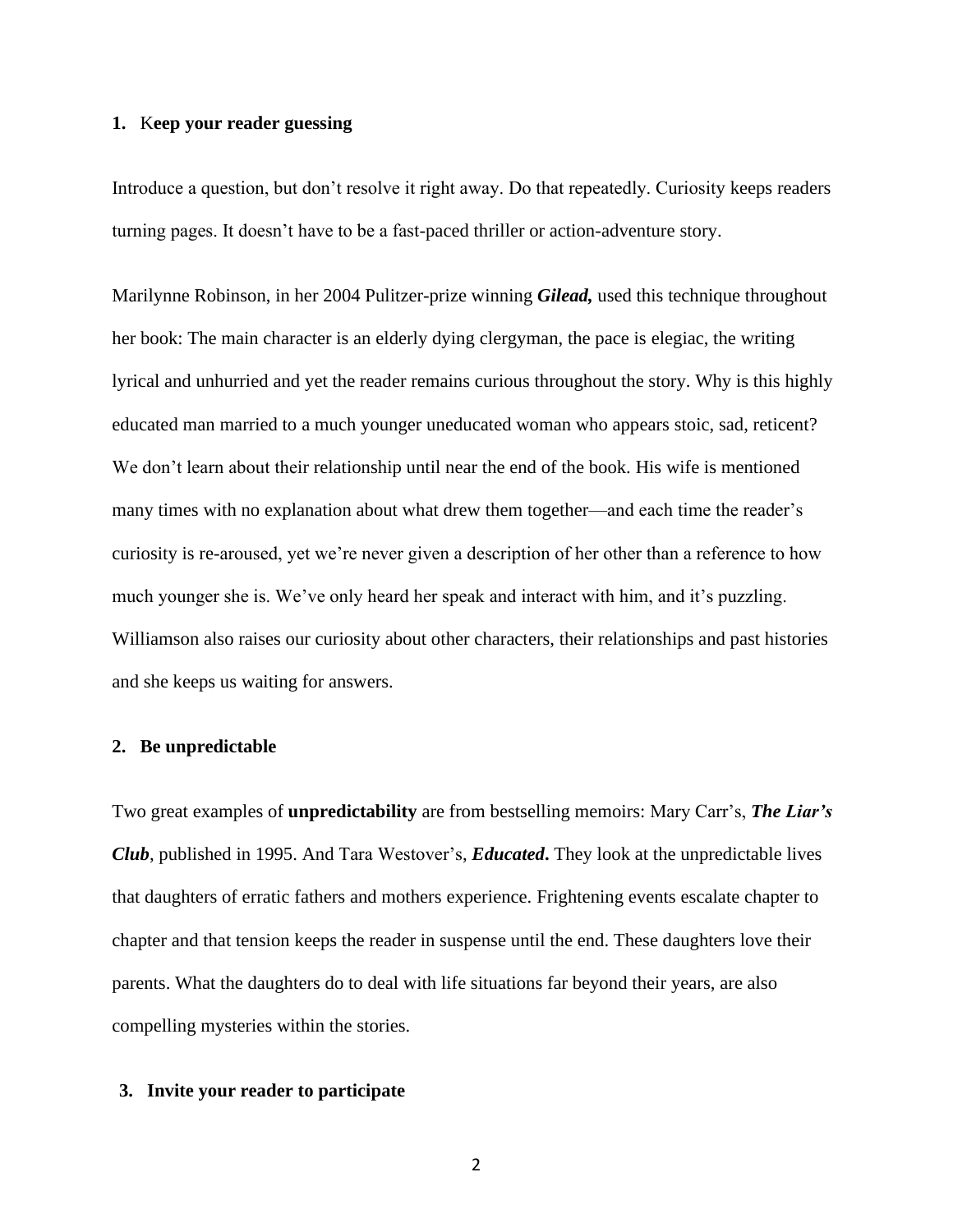**1. Keep your reader guessing**

Introduce a question, but don't resolve it right away. Do that repeatedly. Curiosity keeps readers turning pages. It doesn't have to be a fast-paced thriller or action-adventure story.

Marilynne Robinson, in her 2004 Pulitzer-prize winning ***Gilead,*** used this technique throughout her book: The main character is an elderly dying clergyman, the pace is elegiac, the writing lyrical and unhurried and yet the reader remains curious throughout the story. Why is this highly educated man married to a much younger uneducated woman who appears stoic, sad, reticent? We don't learn about their relationship until near the end of the book. His wife is mentioned many times with no explanation about what drew them together—and each time the reader's curiosity is re-aroused, yet we're never given a description of her other than a reference to how much younger she is. We've only heard her speak and interact with him, and it's puzzling. Williamson also raises our curiosity about other characters, their relationships and past histories and she keeps us waiting for answers.

**2. Be unpredictable**

Two great examples of **unpredictability** are from bestselling memoirs: Mary Carr's, ***The Liar's Club***, published in 1995. And Tara Westover's, ***Educated*.** They look at the unpredictable lives that daughters of erratic fathers and mothers experience. Frightening events escalate chapter to chapter and that tension keeps the reader in suspense until the end. These daughters love their parents. What the daughters do to deal with life situations far beyond their years, are also compelling mysteries within the stories.

**3. Invite your reader to participate**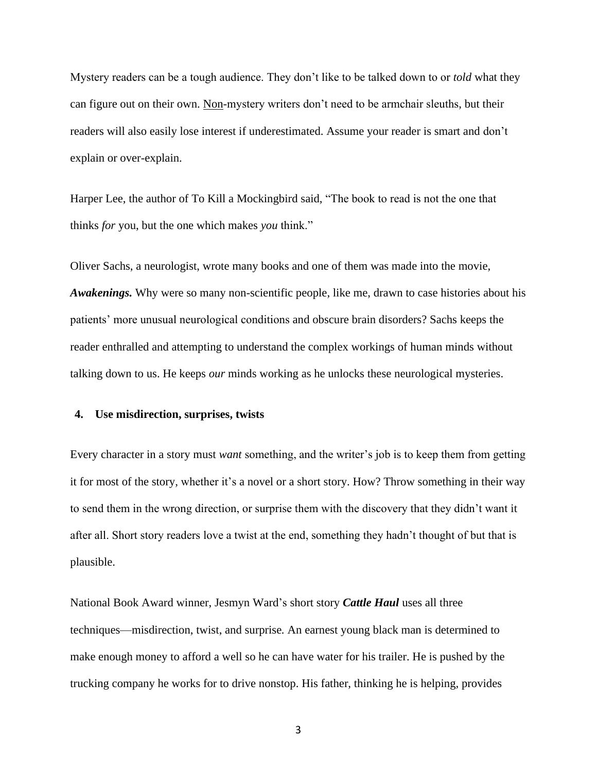Mystery readers can be a tough audience. They don't like to be talked down to or *told* what they can figure out on their own. <u>Non</u>-mystery writers don't need to be armchair sleuths, but their readers will also easily lose interest if underestimated. Assume your reader is smart and don't explain or over-explain.

Harper Lee, the author of To Kill a Mockingbird said, "The book to read is not the one that thinks *for* you, but the one which makes *you* think."

Oliver Sachs, a neurologist, wrote many books and one of them was made into the movie, ***Awakenings.*** Why were so many non-scientific people, like me, drawn to case histories about his patients' more unusual neurological conditions and obscure brain disorders? Sachs keeps the reader enthralled and attempting to understand the complex workings of human minds without talking down to us. He keeps *our* minds working as he unlocks these neurological mysteries.

**4. Use misdirection, surprises, twists**

Every character in a story must *want* something, and the writer's job is to keep them from getting it for most of the story, whether it's a novel or a short story. How? Throw something in their way to send them in the wrong direction, or surprise them with the discovery that they didn't want it after all. Short story readers love a twist at the end, something they hadn't thought of but that is plausible.

National Book Award winner, Jesmyn Ward's short story ***Cattle Haul*** uses all three techniques—misdirection, twist, and surprise. An earnest young black man is determined to make enough money to afford a well so he can have water for his trailer. He is pushed by the trucking company he works for to drive nonstop. His father, thinking he is helping, provides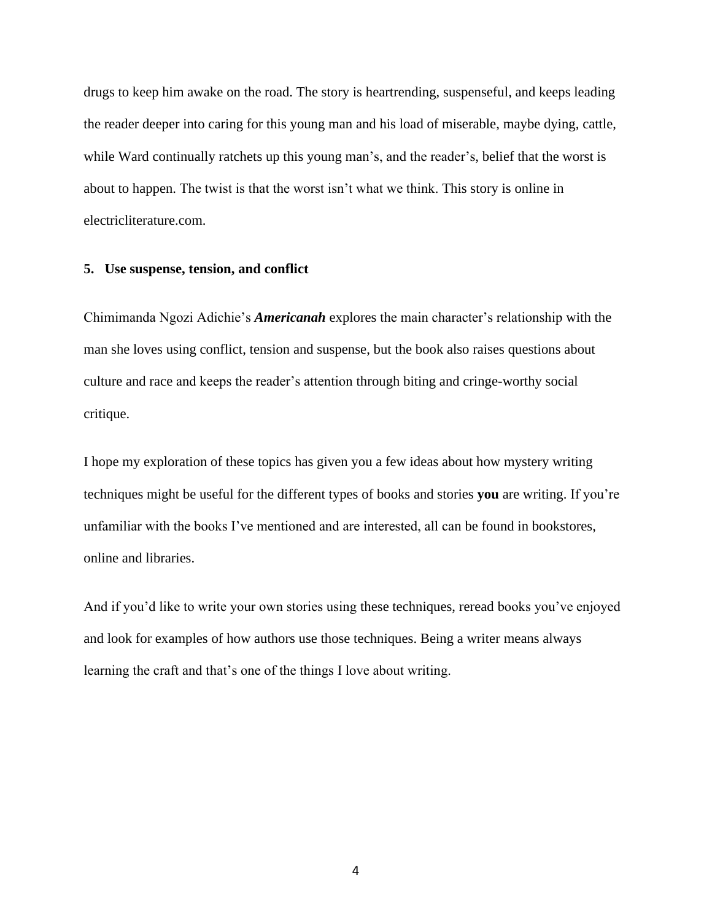drugs to keep him awake on the road. The story is heartrending, suspenseful, and keeps leading the reader deeper into caring for this young man and his load of miserable, maybe dying, cattle, while Ward continually ratchets up this young man's, and the reader's, belief that the worst is about to happen. The twist is that the worst isn't what we think. This story is online in electricliterature.com.

**5. Use suspense, tension, and conflict**

Chimimanda Ngozi Adichie's ***Americanah*** explores the main character's relationship with the man she loves using conflict, tension and suspense, but the book also raises questions about culture and race and keeps the reader's attention through biting and cringe-worthy social critique.

I hope my exploration of these topics has given you a few ideas about how mystery writing techniques might be useful for the different types of books and stories **you** are writing. If you're unfamiliar with the books I've mentioned and are interested, all can be found in bookstores, online and libraries.

And if you'd like to write your own stories using these techniques, reread books you've enjoyed and look for examples of how authors use those techniques. Being a writer means always learning the craft and that's one of the things I love about writing.